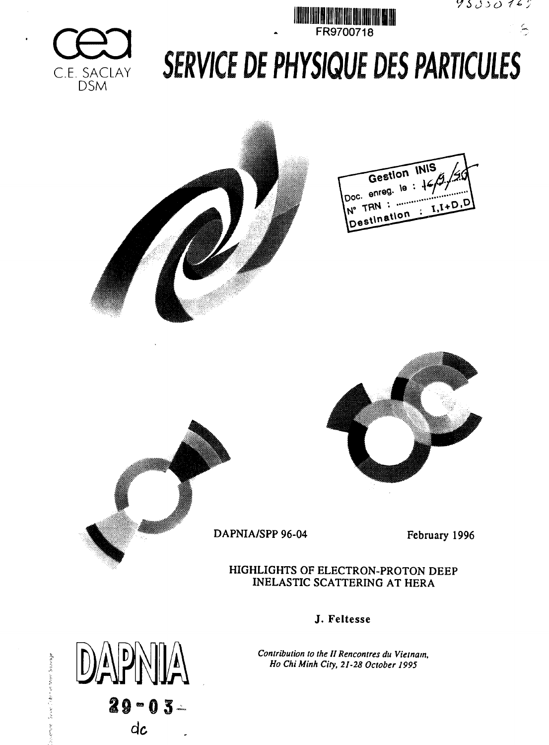FR9700718

C.E. SACLAY
DSM

# SERVICE DE PHYSIQUE DES PARTICULES

Gestion INIS
Doc. enreg. le : 16/9/96
N° TRN : ..............
Destination : I,I+D,D

DAPNIA/SPP 96-04 February 1996

## HIGHLIGHTS OF ELECTRON-PROTON DEEP INELASTIC SCATTERING AT HERA

**J. Feltesse**

*Contribution to the II Rencontres du Vietnam, Ho Chi Minh City, 21-28 October 1995*

DAPNIA

29-03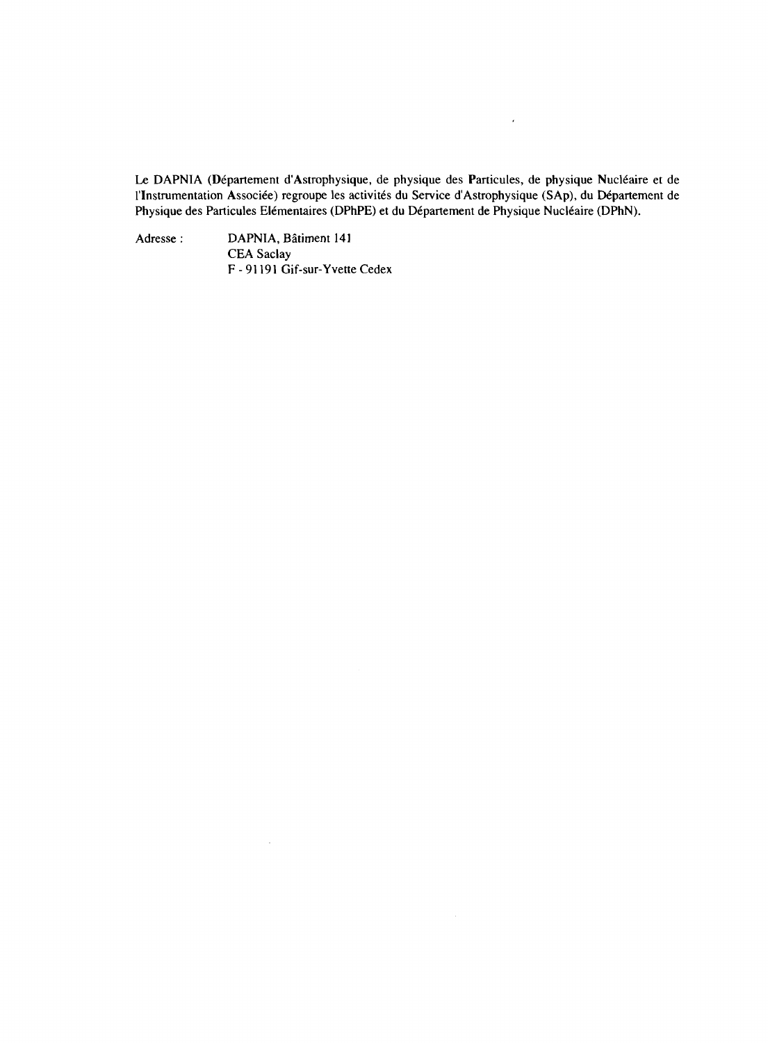Le DAPNIA (Département d'Astrophysique, de physique des Particules, de physique Nucléaire et de l'Instrumentation Associée) regroupe les activités du Service d'Astrophysique (SAp), du Département de Physique des Particules Elémentaires (DPhPE) et du Département de Physique Nucléaire (DPhN).

Adresse : DAPNIA, Bâtiment 141
CEA Saclay
F - 91191 Gif-sur-Yvette Cedex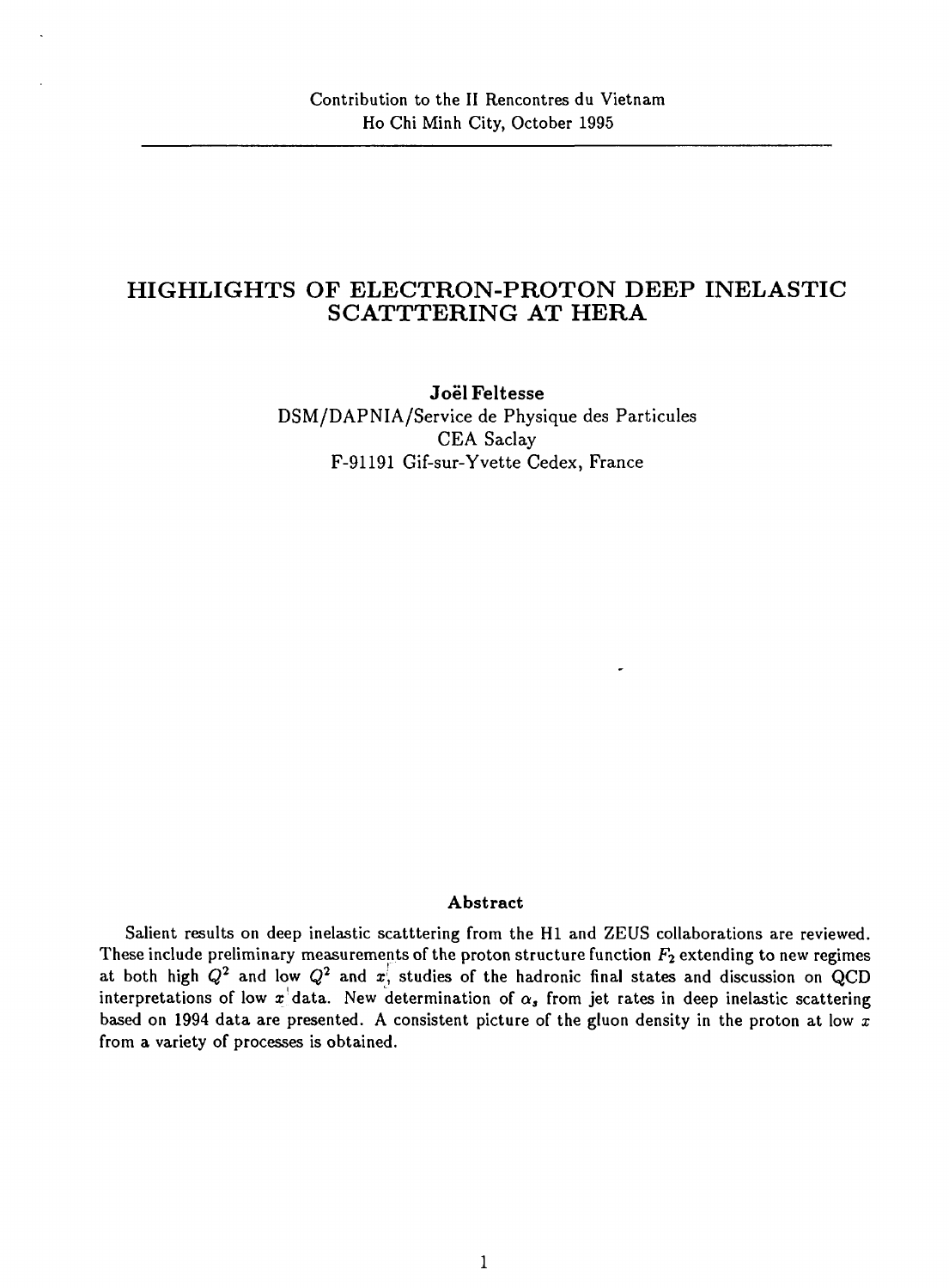Contribution to the II Rencontres du Vietnam
Ho Chi Minh City, October 1995

# HIGHLIGHTS OF ELECTRON-PROTON DEEP INELASTIC SCATTTERING AT HERA

**Joël Feltesse**
DSM/DAPNIA/Service de Physique des Particules
CEA Saclay
F-91191 Gif-sur-Yvette Cedex, France

### Abstract

Salient results on deep inelastic scatttering from the H1 and ZEUS collaborations are reviewed. These include preliminary measurements of the proton structure function $F_2$ extending to new regimes at both high $Q^2$ and low $Q^2$ and $x$, studies of the hadronic final states and discussion on QCD interpretations of low $x$ data. New determination of $\alpha_s$ from jet rates in deep inelastic scattering based on 1994 data are presented. A consistent picture of the gluon density in the proton at low $x$ from a variety of processes is obtained.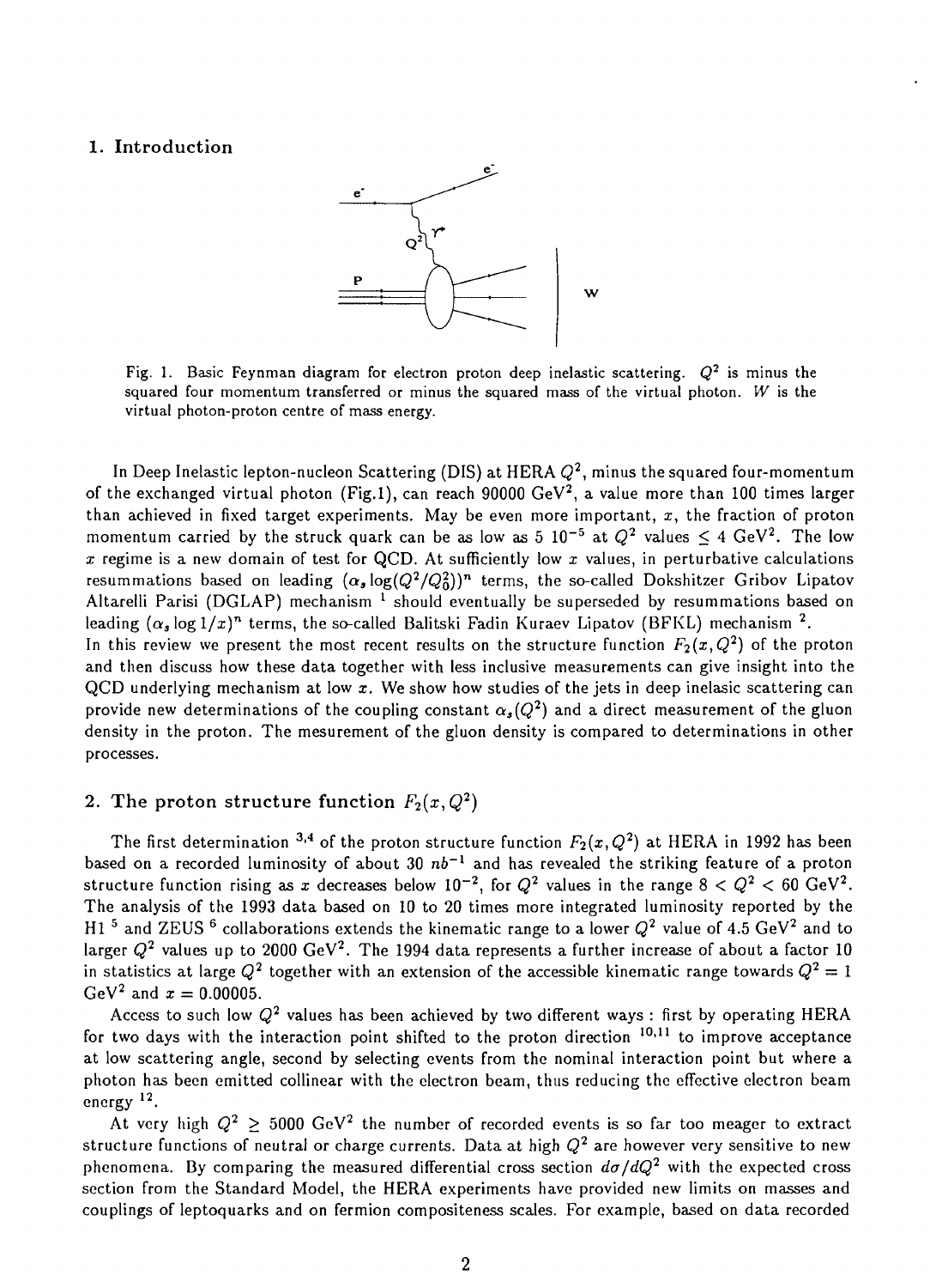## 1. Introduction

Fig. 1. Basic Feynman diagram for electron proton deep inelastic scattering. $Q^2$ is minus the squared four momentum transferred or minus the squared mass of the virtual photon. $W$ is the virtual photon-proton centre of mass energy.

In Deep Inelastic lepton-nucleon Scattering (DIS) at HERA $Q^2$, minus the squared four-momentum of the exchanged virtual photon (Fig.1), can reach 90000 GeV$^2$, a value more than 100 times larger than achieved in fixed target experiments. May be even more important, $x$, the fraction of proton momentum carried by the struck quark can be as low as $5\ 10^{-5}$ at $Q^2$ values $\leq 4$ GeV$^2$. The low $x$ regime is a new domain of test for QCD. At sufficiently low $x$ values, in perturbative calculations resummations based on leading $(\alpha_s \log(Q^2/Q_0^2))^n$ terms, the so-called Dokshitzer Gribov Lipatov Altarelli Parisi (DGLAP) mechanism [1] should eventually be superseded by resummations based on leading $(\alpha_s \log 1/x)^n$ terms, the so-called Balitski Fadin Kuraev Lipatov (BFKL) mechanism [2].

In this review we present the most recent results on the structure function $F_2(x, Q^2)$ of the proton and then discuss how these data together with less inclusive measurements can give insight into the QCD underlying mechanism at low $x$. We show how studies of the jets in deep inelasic scattering can provide new determinations of the coupling constant $\alpha_s(Q^2)$ and a direct measurement of the gluon density in the proton. The mesurement of the gluon density is compared to determinations in other processes.

## 2. The proton structure function $F_2(x, Q^2)$

The first determination [3,4] of the proton structure function $F_2(x, Q^2)$ at HERA in 1992 has been based on a recorded luminosity of about 30 $nb^{-1}$ and has revealed the striking feature of a proton structure function rising as $x$ decreases below $10^{-2}$, for $Q^2$ values in the range $8 < Q^2 < 60$ GeV$^2$. The analysis of the 1993 data based on 10 to 20 times more integrated luminosity reported by the H1 [5] and ZEUS [6] collaborations extends the kinematic range to a lower $Q^2$ value of 4.5 GeV$^2$ and to larger $Q^2$ values up to 2000 GeV$^2$. The 1994 data represents a further increase of about a factor 10 in statistics at large $Q^2$ together with an extension of the accessible kinematic range towards $Q^2 = 1$ GeV$^2$ and $x = 0.00005$.

Access to such low $Q^2$ values has been achieved by two different ways : first by operating HERA for two days with the interaction point shifted to the proton direction [10,11] to improve acceptance at low scattering angle, second by selecting events from the nominal interaction point but where a photon has been emitted collinear with the electron beam, thus reducing the effective electron beam energy [12].

At very high $Q^2 \geq 5000$ GeV$^2$ the number of recorded events is so far too meager to extract structure functions of neutral or charge currents. Data at high $Q^2$ are however very sensitive to new phenomena. By comparing the measured differential cross section $d\sigma/dQ^2$ with the expected cross section from the Standard Model, the HERA experiments have provided new limits on masses and couplings of leptoquarks and on fermion compositeness scales. For example, based on data recorded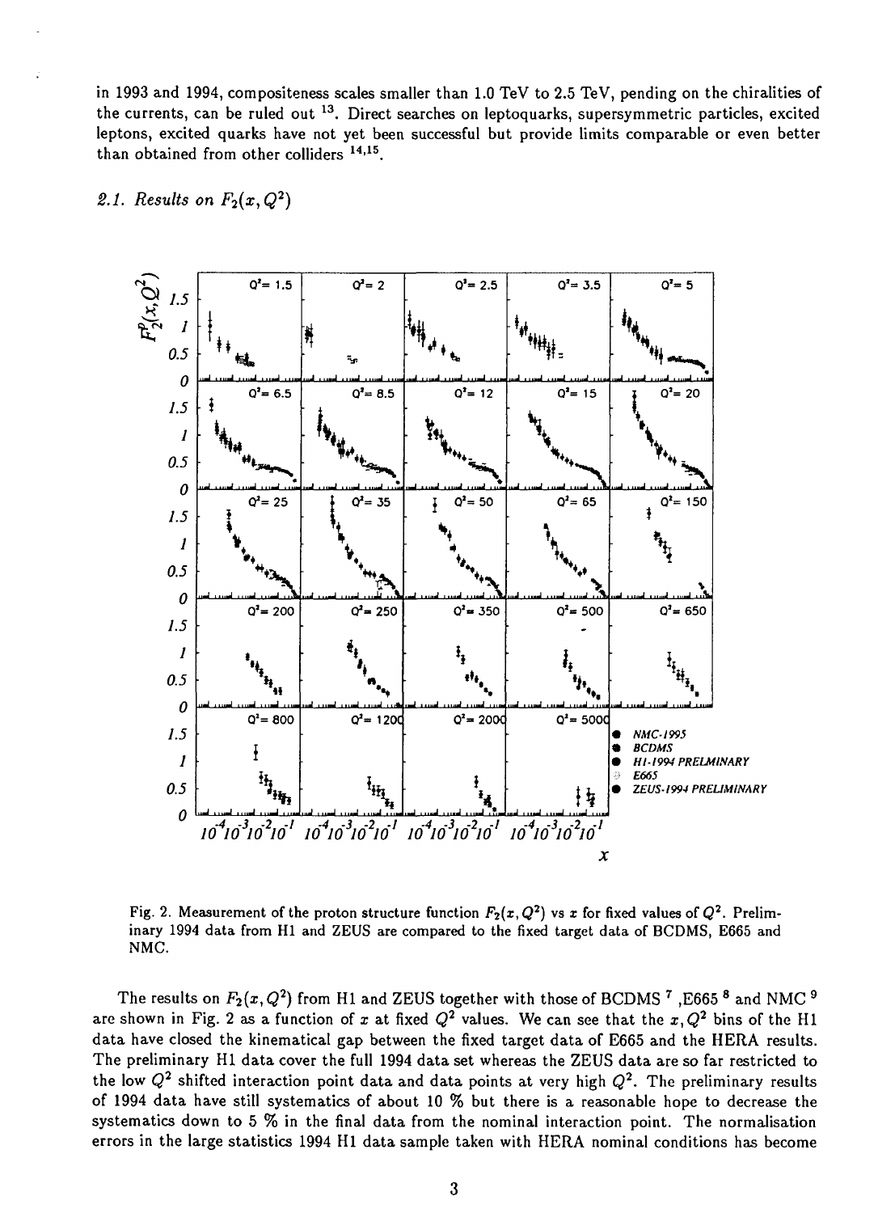in 1993 and 1994, compositeness scales smaller than 1.0 TeV to 2.5 TeV, pending on the chiralities of the currents, can be ruled out [13]. Direct searches on leptoquarks, supersymmetric particles, excited leptons, excited quarks have not yet been successful but provide limits comparable or even better than obtained from other colliders [14,15].

### 2.1. Results on $F_2(x, Q^2)$

Fig. 2. Measurement of the proton structure function $F_2(x, Q^2)$ vs $x$ for fixed values of $Q^2$. Preliminary 1994 data from H1 and ZEUS are compared to the fixed target data of BCDMS, E665 and NMC.

The results on $F_2(x, Q^2)$ from H1 and ZEUS together with those of BCDMS [7], E665 [8] and NMC [9] are shown in Fig. 2 as a function of $x$ at fixed $Q^2$ values. We can see that the $x, Q^2$ bins of the H1 data have closed the kinematical gap between the fixed target data of E665 and the HERA results. The preliminary H1 data cover the full 1994 data set whereas the ZEUS data are so far restricted to the low $Q^2$ shifted interaction point data and data points at very high $Q^2$. The preliminary results of 1994 data have still systematics of about 10 % but there is a reasonable hope to decrease the systematics down to 5 % in the final data from the nominal interaction point. The normalisation errors in the large statistics 1994 H1 data sample taken with HERA nominal conditions has become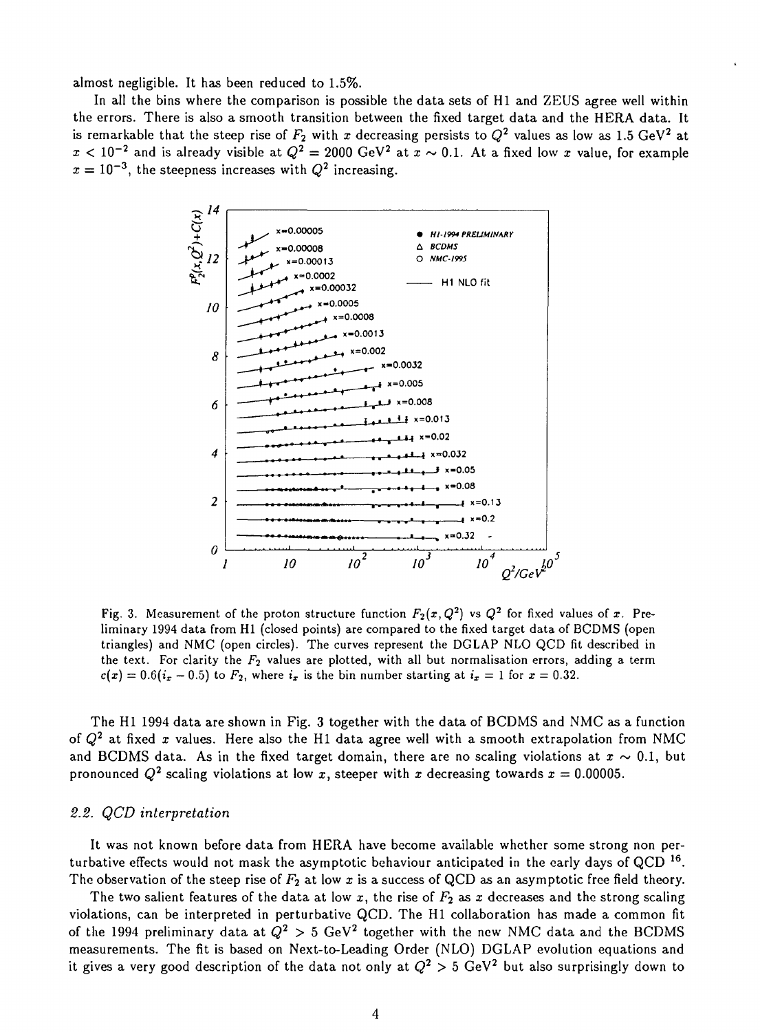almost negligible. It has been reduced to 1.5%.

In all the bins where the comparison is possible the data sets of H1 and ZEUS agree well within the errors. There is also a smooth transition between the fixed target data and the HERA data. It is remarkable that the steep rise of $F_2$ with $x$ decreasing persists to $Q^2$ values as low as 1.5 GeV$^2$ at $x < 10^{-2}$ and is already visible at $Q^2 = 2000$ GeV$^2$ at $x \sim 0.1$. At a fixed low $x$ value, for example $x = 10^{-3}$, the steepness increases with $Q^2$ increasing.

Fig. 3. Measurement of the proton structure function $F_2(x, Q^2)$ vs $Q^2$ for fixed values of $x$. Preliminary 1994 data from H1 (closed points) are compared to the fixed target data of BCDMS (open triangles) and NMC (open circles). The curves represent the DGLAP NLO QCD fit described in the text. For clarity the $F_2$ values are plotted, with all but normalisation errors, adding a term $c(x) = 0.6(i_x - 0.5)$ to $F_2$, where $i_x$ is the bin number starting at $i_x = 1$ for $x = 0.32$.

The H1 1994 data are shown in Fig. 3 together with the data of BCDMS and NMC as a function of $Q^2$ at fixed $x$ values. Here also the H1 data agree well with a smooth extrapolation from NMC and BCDMS data. As in the fixed target domain, there are no scaling violations at $x \sim 0.1$, but pronounced $Q^2$ scaling violations at low $x$, steeper with $x$ decreasing towards $x = 0.00005$.

### 2.2. QCD interpretation

It was not known before data from HERA have become available whether some strong non perturbative effects would not mask the asymptotic behaviour anticipated in the early days of QCD [16]. The observation of the steep rise of $F_2$ at low $x$ is a success of QCD as an asymptotic free field theory.

The two salient features of the data at low $x$, the rise of $F_2$ as $x$ decreases and the strong scaling violations, can be interpreted in perturbative QCD. The H1 collaboration has made a common fit of the 1994 preliminary data at $Q^2 > 5$ GeV$^2$ together with the new NMC data and the BCDMS measurements. The fit is based on Next-to-Leading Order (NLO) DGLAP evolution equations and it gives a very good description of the data not only at $Q^2 > 5$ GeV$^2$ but also surprisingly down to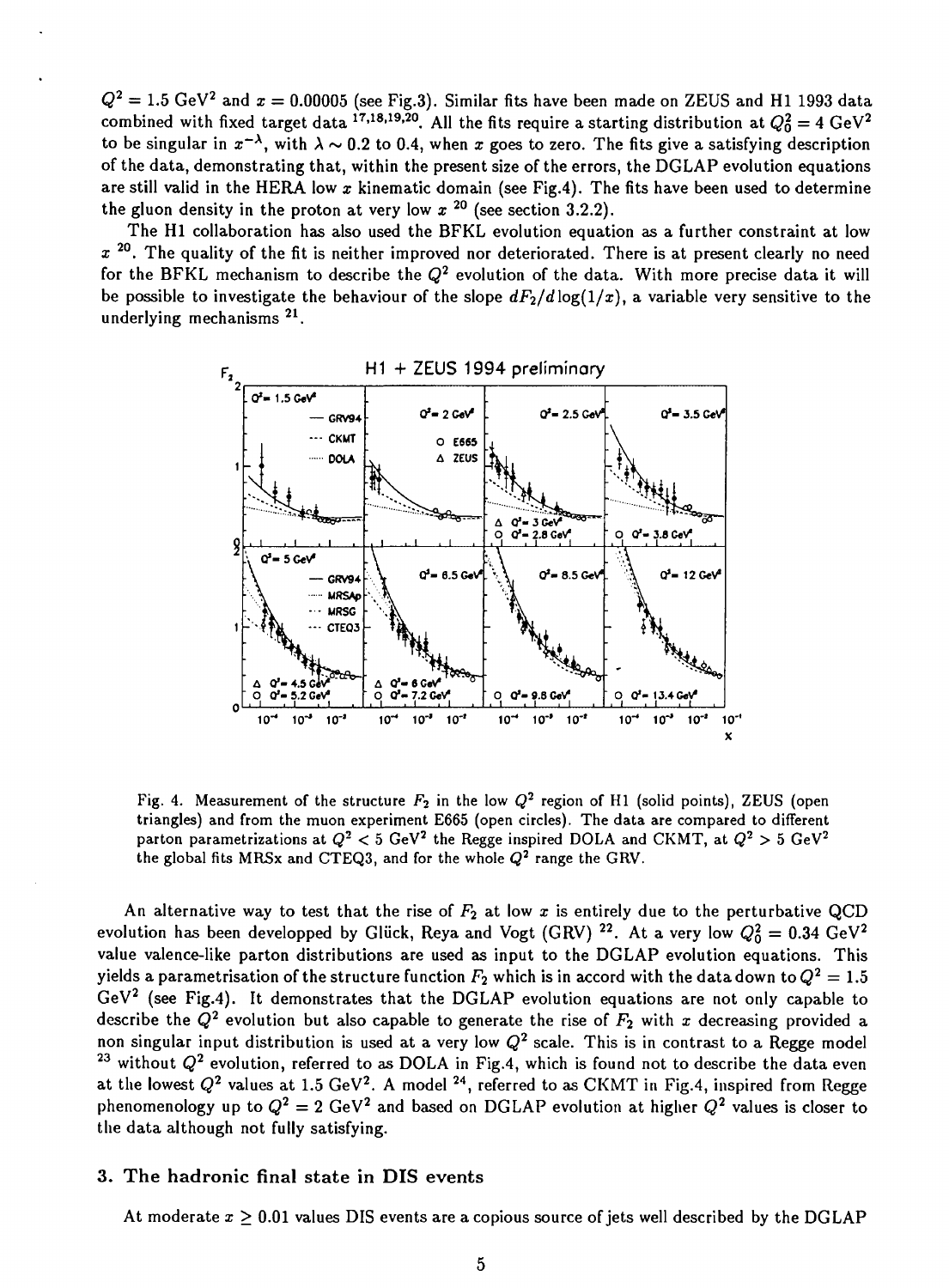$Q^2 = 1.5$ GeV$^2$ and $x = 0.00005$ (see Fig.3). Similar fits have been made on ZEUS and H1 1993 data combined with fixed target data [17,18,19,20]. All the fits require a starting distribution at $Q_0^2 = 4$ GeV$^2$ to be singular in $x^{-\lambda}$, with $\lambda \sim 0.2$ to 0.4, when $x$ goes to zero. The fits give a satisfying description of the data, demonstrating that, within the present size of the errors, the DGLAP evolution equations are still valid in the HERA low $x$ kinematic domain (see Fig.4). The fits have been used to determine the gluon density in the proton at very low $x$ [20] (see section 3.2.2).

The H1 collaboration has also used the BFKL evolution equation as a further constraint at low $x$ [20]. The quality of the fit is neither improved nor deteriorated. There is at present clearly no need for the BFKL mechanism to describe the $Q^2$ evolution of the data. With more precise data it will be possible to investigate the behaviour of the slope $dF_2/d\log(1/x)$, a variable very sensitive to the underlying mechanisms [21].

Fig. 4. Measurement of the structure $F_2$ in the low $Q^2$ region of H1 (solid points), ZEUS (open triangles) and from the muon experiment E665 (open circles). The data are compared to different parton parametrizations at $Q^2 < 5$ GeV$^2$ the Regge inspired DOLA and CKMT, at $Q^2 > 5$ GeV$^2$ the global fits MRSx and CTEQ3, and for the whole $Q^2$ range the GRV.

An alternative way to test that the rise of $F_2$ at low $x$ is entirely due to the perturbative QCD evolution has been developped by Glück, Reya and Vogt (GRV) [22]. At a very low $Q_0^2 = 0.34$ GeV$^2$ value valence-like parton distributions are used as input to the DGLAP evolution equations. This yields a parametrisation of the structure function $F_2$ which is in accord with the data down to $Q^2 = 1.5$ GeV$^2$ (see Fig.4). It demonstrates that the DGLAP evolution equations are not only capable to describe the $Q^2$ evolution but also capable to generate the rise of $F_2$ with $x$ decreasing provided a non singular input distribution is used at a very low $Q^2$ scale. This is in contrast to a Regge model [23] without $Q^2$ evolution, referred to as DOLA in Fig.4, which is found not to describe the data even at the lowest $Q^2$ values at 1.5 GeV$^2$. A model [24], referred to as CKMT in Fig.4, inspired from Regge phenomenology up to $Q^2 = 2$ GeV$^2$ and based on DGLAP evolution at higher $Q^2$ values is closer to the data although not fully satisfying.

## 3. The hadronic final state in DIS events

At moderate $x \geq 0.01$ values DIS events are a copious source of jets well described by the DGLAP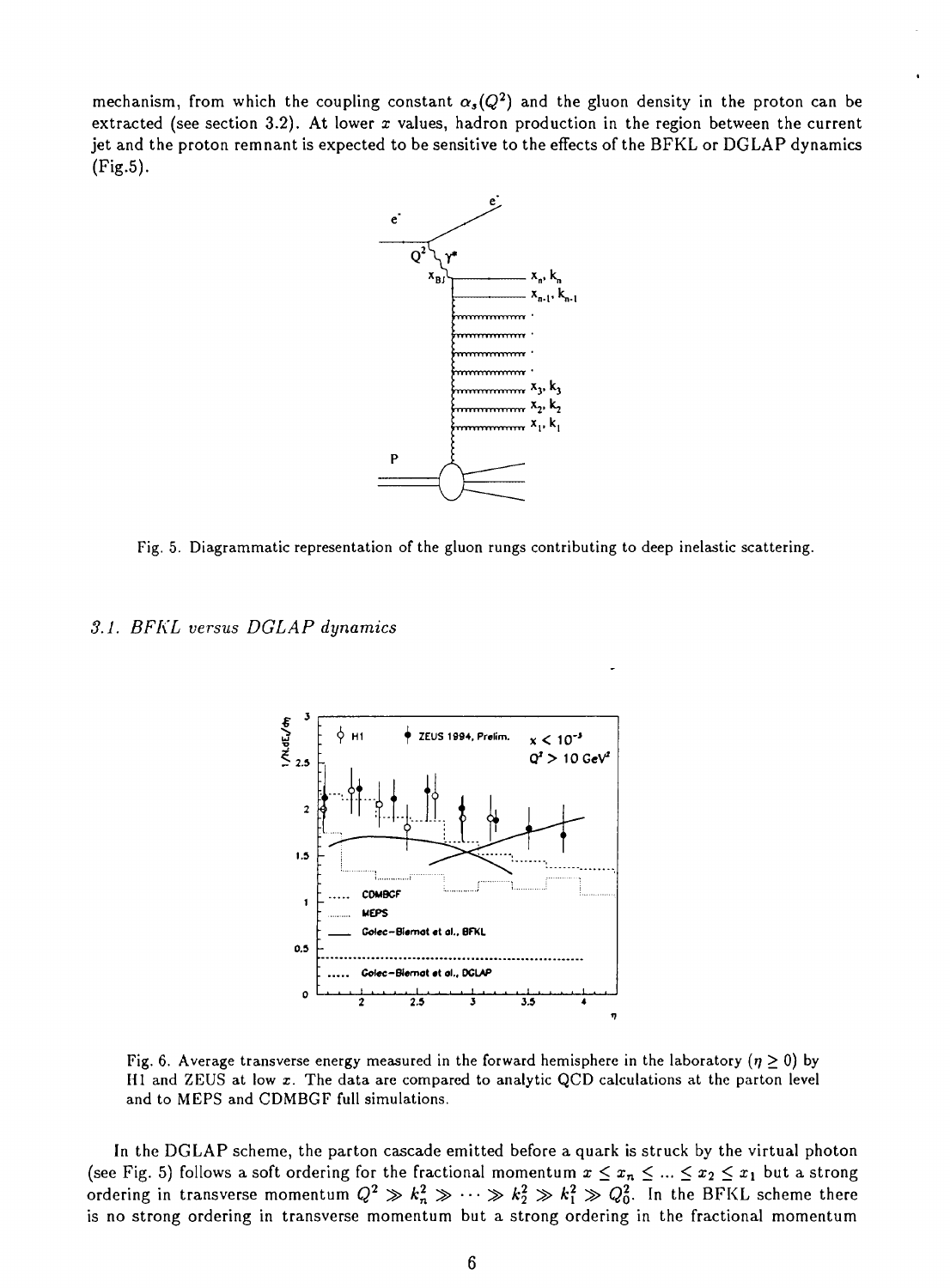mechanism, from which the coupling constant $\alpha_s(Q^2)$ and the gluon density in the proton can be extracted (see section 3.2). At lower $x$ values, hadron production in the region between the current jet and the proton remnant is expected to be sensitive to the effects of the BFKL or DGLAP dynamics (Fig.5).

Fig. 5. Diagrammatic representation of the gluon rungs contributing to deep inelastic scattering.

### 3.1. BFKL versus DGLAP dynamics

Fig. 6. Average transverse energy measured in the forward hemisphere in the laboratory ($\eta \geq 0$) by H1 and ZEUS at low $x$. The data are compared to analytic QCD calculations at the parton level and to MEPS and CDMBGF full simulations.

In the DGLAP scheme, the parton cascade emitted before a quark is struck by the virtual photon (see Fig. 5) follows a soft ordering for the fractional momentum $x \leq x_n \leq ... \leq x_2 \leq x_1$ but a strong ordering in transverse momentum $Q^2 \gg k_n^2 \gg \cdots \gg k_2^2 \gg k_1^2 \gg Q_0^2$. In the BFKL scheme there is no strong ordering in transverse momentum but a strong ordering in the fractional momentum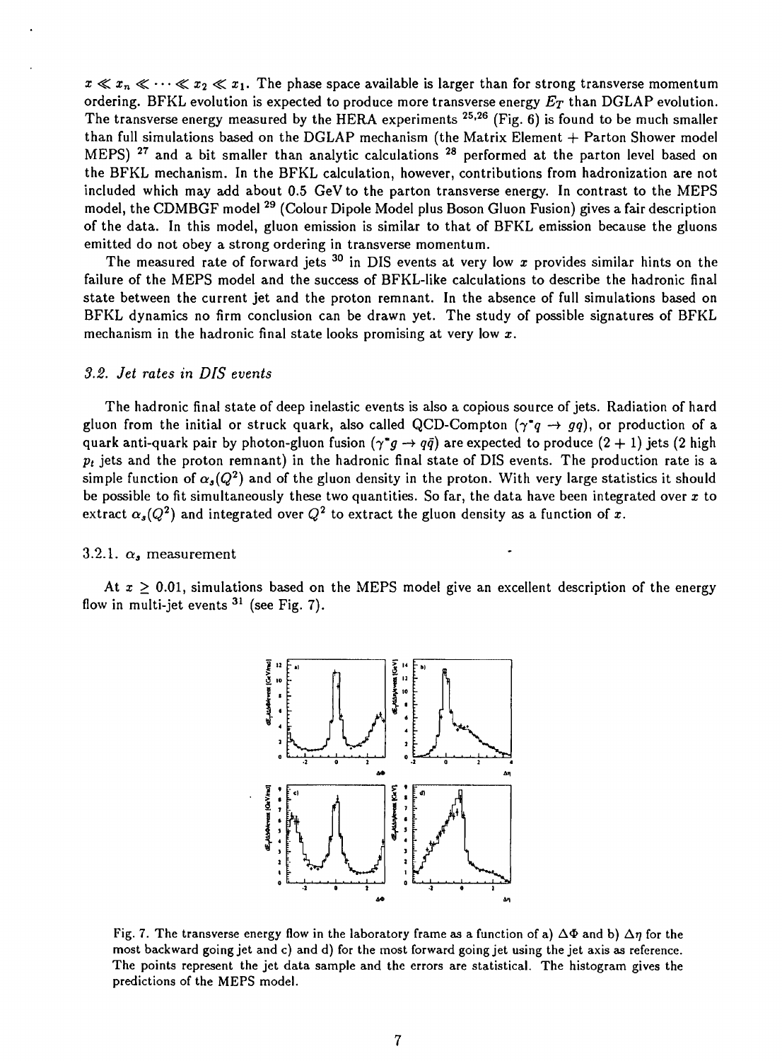$x \ll x_n \ll \cdots \ll x_2 \ll x_1$. The phase space available is larger than for strong transverse momentum ordering. BFKL evolution is expected to produce more transverse energy $E_T$ than DGLAP evolution. The transverse energy measured by the HERA experiments [25,26] (Fig. 6) is found to be much smaller than full simulations based on the DGLAP mechanism (the Matrix Element + Parton Shower model MEPS) [27] and a bit smaller than analytic calculations [28] performed at the parton level based on the BFKL mechanism. In the BFKL calculation, however, contributions from hadronization are not included which may add about 0.5 GeV to the parton transverse energy. In contrast to the MEPS model, the CDMBGF model [29] (Colour Dipole Model plus Boson Gluon Fusion) gives a fair description of the data. In this model, gluon emission is similar to that of BFKL emission because the gluons emitted do not obey a strong ordering in transverse momentum.

The measured rate of forward jets [30] in DIS events at very low $x$ provides similar hints on the failure of the MEPS model and the success of BFKL-like calculations to describe the hadronic final state between the current jet and the proton remnant. In the absence of full simulations based on BFKL dynamics no firm conclusion can be drawn yet. The study of possible signatures of BFKL mechanism in the hadronic final state looks promising at very low $x$.

### 3.2. Jet rates in DIS events

The hadronic final state of deep inelastic events is also a copious source of jets. Radiation of hard gluon from the initial or struck quark, also called QCD-Compton ($\gamma^* q \to gq$), or production of a quark anti-quark pair by photon-gluon fusion ($\gamma^* g \to q\bar{q}$) are expected to produce (2 + 1) jets (2 high $p_t$ jets and the proton remnant) in the hadronic final state of DIS events. The production rate is a simple function of $\alpha_s(Q^2)$ and of the gluon density in the proton. With very large statistics it should be possible to fit simultaneously these two quantities. So far, the data have been integrated over $x$ to extract $\alpha_s(Q^2)$ and integrated over $Q^2$ to extract the gluon density as a function of $x$.

#### 3.2.1. $\alpha_s$ measurement

At $x \geq 0.01$, simulations based on the MEPS model give an excellent description of the energy flow in multi-jet events [31] (see Fig. 7).

Fig. 7. The transverse energy flow in the laboratory frame as a function of a) $\Delta\Phi$ and b) $\Delta\eta$ for the most backward going jet and c) and d) for the most forward going jet using the jet axis as reference. The points represent the jet data sample and the errors are statistical. The histogram gives the predictions of the MEPS model.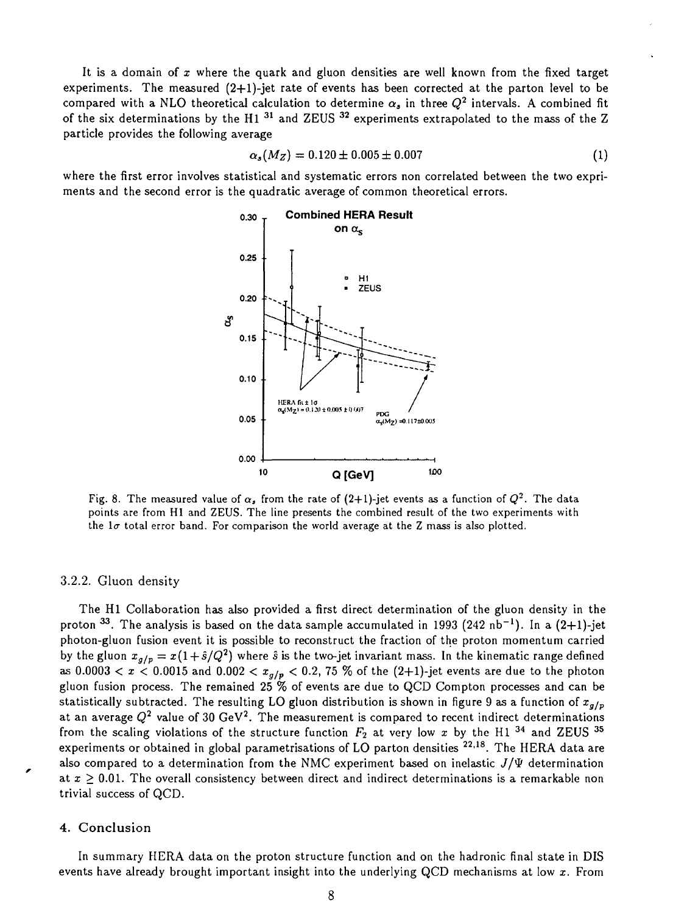It is a domain of $x$ where the quark and gluon densities are well known from the fixed target experiments. The measured (2+1)-jet rate of events has been corrected at the parton level to be compared with a NLO theoretical calculation to determine $\alpha_s$ in three $Q^2$ intervals. A combined fit of the six determinations by the H1 [31] and ZEUS [32] experiments extrapolated to the mass of the Z particle provides the following average

$$\alpha_s(M_Z) = 0.120 \pm 0.005 \pm 0.007 \tag{1}$$

where the first error involves statistical and systematic errors non correlated between the two expriments and the second error is the quadratic average of common theoretical errors.

Fig. 8. The measured value of $\alpha_s$ from the rate of (2+1)-jet events as a function of $Q^2$. The data points are from H1 and ZEUS. The line presents the combined result of the two experiments with the $1\sigma$ total error band. For comparison the world average at the Z mass is also plotted.

### 3.2.2. Gluon density

The H1 Collaboration has also provided a first direct determination of the gluon density in the proton [33]. The analysis is based on the data sample accumulated in 1993 (242 $\text{nb}^{-1}$). In a (2+1)-jet photon-gluon fusion event it is possible to reconstruct the fraction of the proton momentum carried by the gluon $x_{g/p} = x(1 + \hat{s}/Q^2)$ where $\hat{s}$ is the two-jet invariant mass. In the kinematic range defined as $0.0003 < x < 0.0015$ and $0.002 < x_{g/p} < 0.2$, 75 % of the (2+1)-jet events are due to the photon gluon fusion process. The remained 25 % of events are due to QCD Compton processes and can be statistically subtracted. The resulting LO gluon distribution is shown in figure 9 as a function of $x_{g/p}$ at an average $Q^2$ value of 30 $\text{GeV}^2$. The measurement is compared to recent indirect determinations from the scaling violations of the structure function $F_2$ at very low $x$ by the H1 [34] and ZEUS [35] experiments or obtained in global parametrisations of LO parton densities [22,18]. The HERA data are also compared to a determination from the NMC experiment based on inelastic $J/\Psi$ determination at $x \geq 0.01$. The overall consistency between direct and indirect determinations is a remarkable non trivial success of QCD.

## 4. Conclusion

In summary HERA data on the proton structure function and on the hadronic final state in DIS events have already brought important insight into the underlying QCD mechanisms at low $x$. From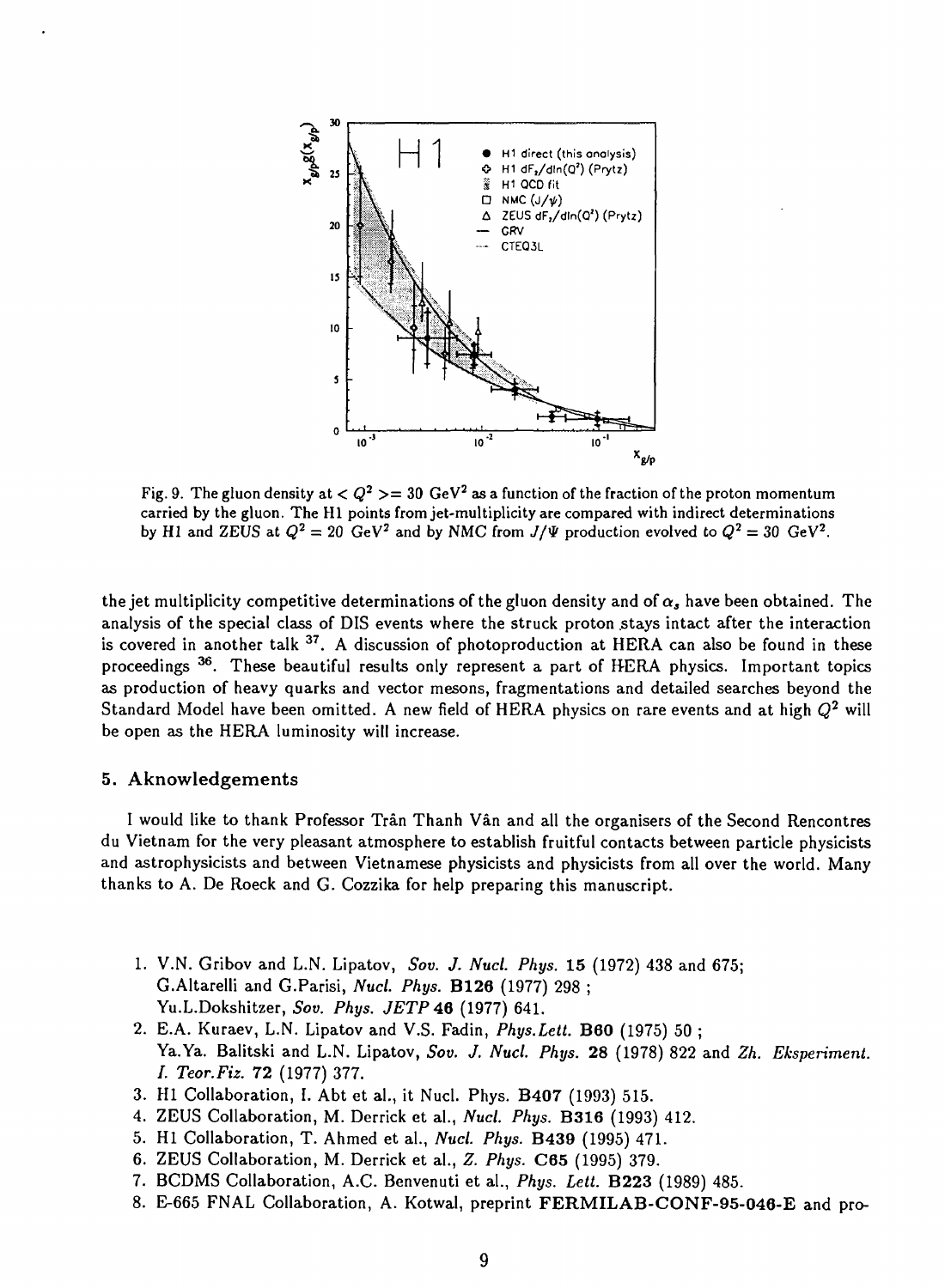Fig. 9. The gluon density at $< Q^2 >= 30$ GeV$^2$ as a function of the fraction of the proton momentum carried by the gluon. The H1 points from jet-multiplicity are compared with indirect determinations by H1 and ZEUS at $Q^2 = 20$ GeV$^2$ and by NMC from $J/\Psi$ production evolved to $Q^2 = 30$ GeV$^2$.

the jet multiplicity competitive determinations of the gluon density and of $\alpha_s$ have been obtained. The analysis of the special class of DIS events where the struck proton stays intact after the interaction is covered in another talk [37]. A discussion of photoproduction at HERA can also be found in these proceedings [36]. These beautiful results only represent a part of HERA physics. Important topics as production of heavy quarks and vector mesons, fragmentations and detailed searches beyond the Standard Model have been omitted. A new field of HERA physics on rare events and at high $Q^2$ will be open as the HERA luminosity will increase.

## 5. Aknowledgements

I would like to thank Professor Trân Thanh Vân and all the organisers of the Second Rencontres du Vietnam for the very pleasant atmosphere to establish fruitful contacts between particle physicists and astrophysicists and between Vietnamese physicists and physicists from all over the world. Many thanks to A. De Roeck and G. Cozzika for help preparing this manuscript.

1. V.N. Gribov and L.N. Lipatov, *Sov. J. Nucl. Phys.* **15** (1972) 438 and 675; G.Altarelli and G.Parisi, *Nucl. Phys.* **B126** (1977) 298 ; Yu.L.Dokshitzer, *Sov. Phys. JETP* **46** (1977) 641.
2. E.A. Kuraev, L.N. Lipatov and V.S. Fadin, *Phys.Lett.* **B60** (1975) 50 ; Ya.Ya. Balitski and L.N. Lipatov, *Sov. J. Nucl. Phys.* **28** (1978) 822 and *Zh. Eksperiment. I. Teor.Fiz.* **72** (1977) 377.
3. H1 Collaboration, I. Abt et al., it Nucl. Phys. **B407** (1993) 515.
4. ZEUS Collaboration, M. Derrick et al., *Nucl. Phys.* **B316** (1993) 412.
5. H1 Collaboration, T. Ahmed et al., *Nucl. Phys.* **B439** (1995) 471.
6. ZEUS Collaboration, M. Derrick et al., *Z. Phys.* **C65** (1995) 379.
7. BCDMS Collaboration, A.C. Benvenuti et al., *Phys. Lett.* **B223** (1989) 485.
8. E-665 FNAL Collaboration, A. Kotwal, preprint **FERMILAB-CONF-95-046-E** and pro-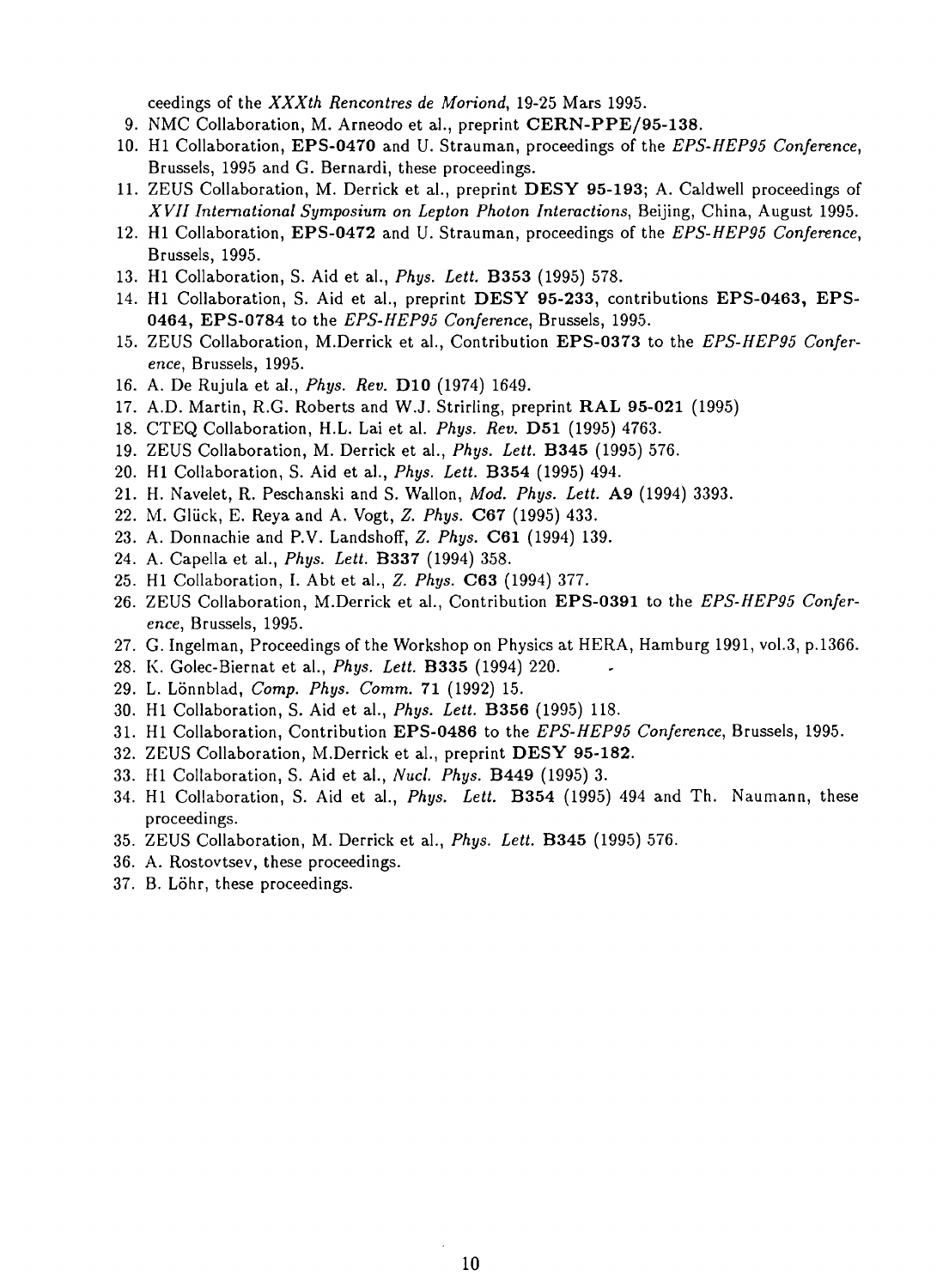ceedings of the *XXXth Rencontres de Moriond*, 19-25 Mars 1995.

9. NMC Collaboration, M. Arneodo et al., preprint **CERN-PPE/95-138**.
10. H1 Collaboration, **EPS-0470** and U. Strauman, proceedings of the *EPS-HEP95 Conference*, Brussels, 1995 and G. Bernardi, these proceedings.
11. ZEUS Collaboration, M. Derrick et al., preprint **DESY 95-193**; A. Caldwell proceedings of *XVII International Symposium on Lepton Photon Interactions*, Beijing, China, August 1995.
12. H1 Collaboration, **EPS-0472** and U. Strauman, proceedings of the *EPS-HEP95 Conference*, Brussels, 1995.
13. H1 Collaboration, S. Aid et al., *Phys. Lett.* **B353** (1995) 578.
14. H1 Collaboration, S. Aid et al., preprint **DESY 95-233**, contributions **EPS-0463, EPS-0464, EPS-0784** to the *EPS-HEP95 Conference*, Brussels, 1995.
15. ZEUS Collaboration, M.Derrick et al., Contribution **EPS-0373** to the *EPS-HEP95 Conference*, Brussels, 1995.
16. A. De Rujula et al., *Phys. Rev.* **D10** (1974) 1649.
17. A.D. Martin, R.G. Roberts and W.J. Strirling, preprint **RAL 95-021** (1995)
18. CTEQ Collaboration, H.L. Lai et al. *Phys. Rev.* **D51** (1995) 4763.
19. ZEUS Collaboration, M. Derrick et al., *Phys. Lett.* **B345** (1995) 576.
20. H1 Collaboration, S. Aid et al., *Phys. Lett.* **B354** (1995) 494.
21. H. Navelet, R. Peschanski and S. Wallon, *Mod. Phys. Lett.* **A9** (1994) 3393.
22. M. Glück, E. Reya and A. Vogt, *Z. Phys.* **C67** (1995) 433.
23. A. Donnachie and P.V. Landshoff, *Z. Phys.* **C61** (1994) 139.
24. A. Capella et al., *Phys. Lett.* **B337** (1994) 358.
25. H1 Collaboration, I. Abt et al., *Z. Phys.* **C63** (1994) 377.
26. ZEUS Collaboration, M.Derrick et al., Contribution **EPS-0391** to the *EPS-HEP95 Conference*, Brussels, 1995.
27. G. Ingelman, Proceedings of the Workshop on Physics at HERA, Hamburg 1991, vol.3, p.1366.
28. K. Golec-Biernat et al., *Phys. Lett.* **B335** (1994) 220.
29. L. Lönnblad, *Comp. Phys. Comm.* **71** (1992) 15.
30. H1 Collaboration, S. Aid et al., *Phys. Lett.* **B356** (1995) 118.
31. H1 Collaboration, Contribution **EPS-0486** to the *EPS-HEP95 Conference*, Brussels, 1995.
32. ZEUS Collaboration, M.Derrick et al., preprint **DESY 95-182**.
33. H1 Collaboration, S. Aid et al., *Nucl. Phys.* **B449** (1995) 3.
34. H1 Collaboration, S. Aid et al., *Phys. Lett.* **B354** (1995) 494 and Th. Naumann, these proceedings.
35. ZEUS Collaboration, M. Derrick et al., *Phys. Lett.* **B345** (1995) 576.
36. A. Rostovtsev, these proceedings.
37. B. Löhr, these proceedings.